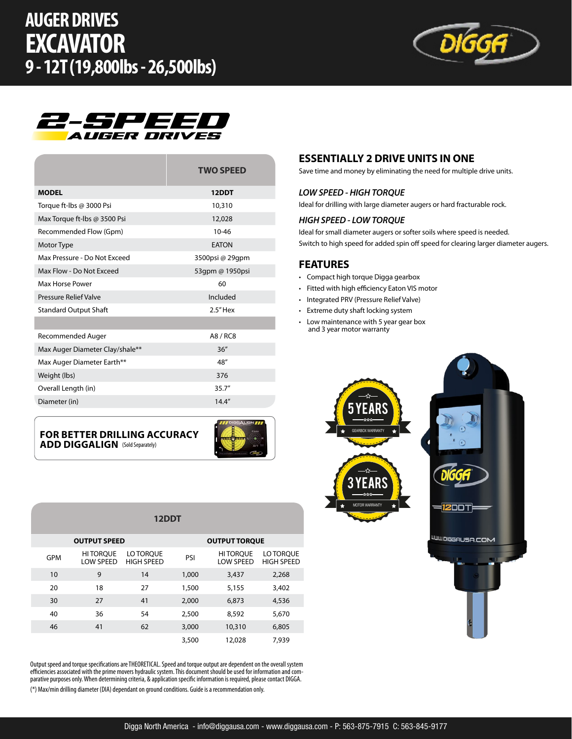# AUGER DRIVES
# EXCAVATOR
# 9 - 12T (19,800lbs - 26,500lbs)

## 2-SPEED AUGER DRIVES

| | TWO SPEED |
|---|---|
| **MODEL** | **12DDT** |
| Torque ft-lbs @ 3000 Psi | 10,310 |
| Max Torque ft-lbs @ 3500 Psi | 12,028 |
| Recommended Flow (Gpm) | 10-46 |
| Motor Type | EATON |
| Max Pressure - Do Not Exceed | 3500psi @ 29gpm |
| Max Flow - Do Not Exceed | 53gpm @ 1950psi |
| Max Horse Power | 60 |
| Pressure Relief Valve | Included |
| Standard Output Shaft | 2.5" Hex |
| | |
| Recommended Auger | A8 / RC8 |
| Max Auger Diameter Clay/shale** | 36" |
| Max Auger Diameter Earth** | 48" |
| Weight (lbs) | 376 |
| Overall Length (in) | 35.7" |
| Diameter (in) | 14.4" |

**FOR BETTER DRILLING ACCURACY**
**ADD DIGGALIGN** (Sold Separately)

## ESSENTIALLY 2 DRIVE UNITS IN ONE

Save time and money by eliminating the need for multiple drive units.

### *LOW SPEED - HIGH TORQUE*

Ideal for drilling with large diameter augers or hard fracturable rock.

### *HIGH SPEED - LOW TORQUE*

Ideal for small diameter augers or softer soils where speed is needed.
Switch to high speed for added spin off speed for clearing larger diameter augers.

## FEATURES

- Compact high torque Digga gearbox
- Fitted with high efficiency Eaton VIS motor
- Integrated PRV (Pressure Relief Valve)
- Extreme duty shaft locking system
- Low maintenance with 5 year gear box and 3 year motor warranty

5 YEARS GEARBOX WARRANTY

3 YEARS MOTOR WARRANTY

| 12DDT | | | | | |
|---|---|---|---|---|---|
| **OUTPUT SPEED** | | | **OUTPUT TORQUE** | | |
| GPM | HI TORQUE LOW SPEED | LO TORQUE HIGH SPEED | PSI | HI TORQUE LOW SPEED | LO TORQUE HIGH SPEED |
| 10 | 9 | 14 | 1,000 | 3,437 | 2,268 |
| 20 | 18 | 27 | 1,500 | 5,155 | 3,402 |
| 30 | 27 | 41 | 2,000 | 6,873 | 4,536 |
| 40 | 36 | 54 | 2,500 | 8,592 | 5,670 |
| 46 | 41 | 62 | 3,000 | 10,310 | 6,805 |
| | | | 3,500 | 12,028 | 7,939 |

Output speed and torque specifications are THEORETICAL. Speed and torque output are dependent on the overall system efficiencies associated with the prime movers hydraulic system. This document should be used for information and comparative purposes only. When determining criteria, & application specific information is required, please contact DIGGA.

(*) Max/min drilling diameter (DIA) dependant on ground conditions. Guide is a recommendation only.

Digga North America - info@diggausa.com - www.diggausa.com - P: 563-875-7915 C: 563-845-9177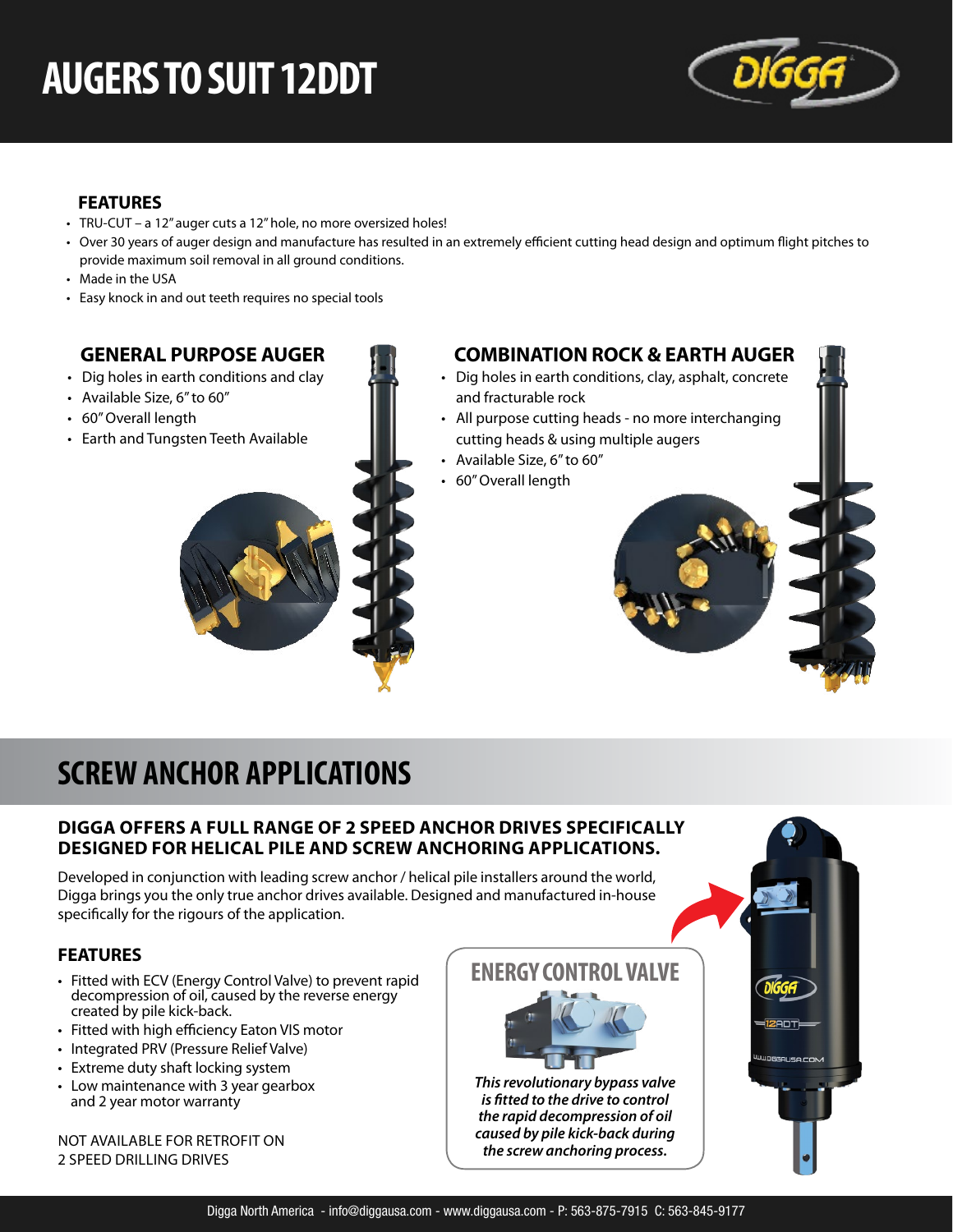# AUGERS TO SUIT 12DDT

### FEATURES

- TRU-CUT – a 12" auger cuts a 12" hole, no more oversized holes!
- Over 30 years of auger design and manufacture has resulted in an extremely efficient cutting head design and optimum flight pitches to provide maximum soil removal in all ground conditions.
- Made in the USA
- Easy knock in and out teeth requires no special tools

### GENERAL PURPOSE AUGER

- Dig holes in earth conditions and clay
- Available Size, 6" to 60"
- 60" Overall length
- Earth and Tungsten Teeth Available

### COMBINATION ROCK & EARTH AUGER

- Dig holes in earth conditions, clay, asphalt, concrete and fracturable rock
- All purpose cutting heads - no more interchanging cutting heads & using multiple augers
- Available Size, 6" to 60"
- 60" Overall length

# SCREW ANCHOR APPLICATIONS

### DIGGA OFFERS A FULL RANGE OF 2 SPEED ANCHOR DRIVES SPECIFICALLY DESIGNED FOR HELICAL PILE AND SCREW ANCHORING APPLICATIONS.

Developed in conjunction with leading screw anchor / helical pile installers around the world, Digga brings you the only true anchor drives available. Designed and manufactured in-house specifically for the rigours of the application.

### FEATURES

- Fitted with ECV (Energy Control Valve) to prevent rapid decompression of oil, caused by the reverse energy created by pile kick-back.
- Fitted with high efficiency Eaton VIS motor
- Integrated PRV (Pressure Relief Valve)
- Extreme duty shaft locking system
- Low maintenance with 3 year gearbox and 2 year motor warranty

NOT AVAILABLE FOR RETROFIT ON
2 SPEED DRILLING DRIVES

### ENERGY CONTROL VALVE

***This revolutionary bypass valve is fitted to the drive to control the rapid decompression of oil caused by pile kick-back during the screw anchoring process.***

Digga North America - info@diggausa.com - www.diggausa.com - P: 563-875-7915 C: 563-845-9177